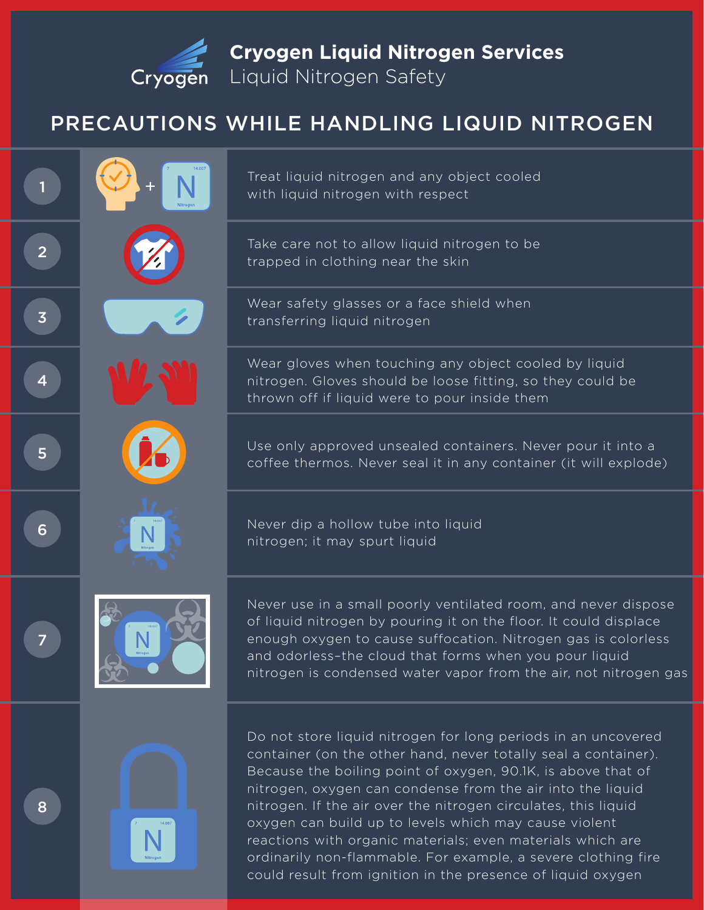# Cryogen Liquid Nitrogen Services

Liquid Nitrogen Safety

## PRECAUTIONS WHILE HANDLING LIQUID NITROGEN

1. Treat liquid nitrogen and any object cooled with liquid nitrogen with respect

2. Take care not to allow liquid nitrogen to be trapped in clothing near the skin

3. Wear safety glasses or a face shield when transferring liquid nitrogen

4. Wear gloves when touching any object cooled by liquid nitrogen. Gloves should be loose fitting, so they could be thrown off if liquid were to pour inside them

5. Use only approved unsealed containers. Never pour it into a coffee thermos. Never seal it in any container (it will explode)

6. Never dip a hollow tube into liquid nitrogen; it may spurt liquid

7. Never use in a small poorly ventilated room, and never dispose of liquid nitrogen by pouring it on the floor. It could displace enough oxygen to cause suffocation. Nitrogen gas is colorless and odorless–the cloud that forms when you pour liquid nitrogen is condensed water vapor from the air, not nitrogen gas

8. Do not store liquid nitrogen for long periods in an uncovered container (on the other hand, never totally seal a container). Because the boiling point of oxygen, 90.1K, is above that of nitrogen, oxygen can condense from the air into the liquid nitrogen. If the air over the nitrogen circulates, this liquid oxygen can build up to levels which may cause violent reactions with organic materials; even materials which are ordinarily non-flammable. For example, a severe clothing fire could result from ignition in the presence of liquid oxygen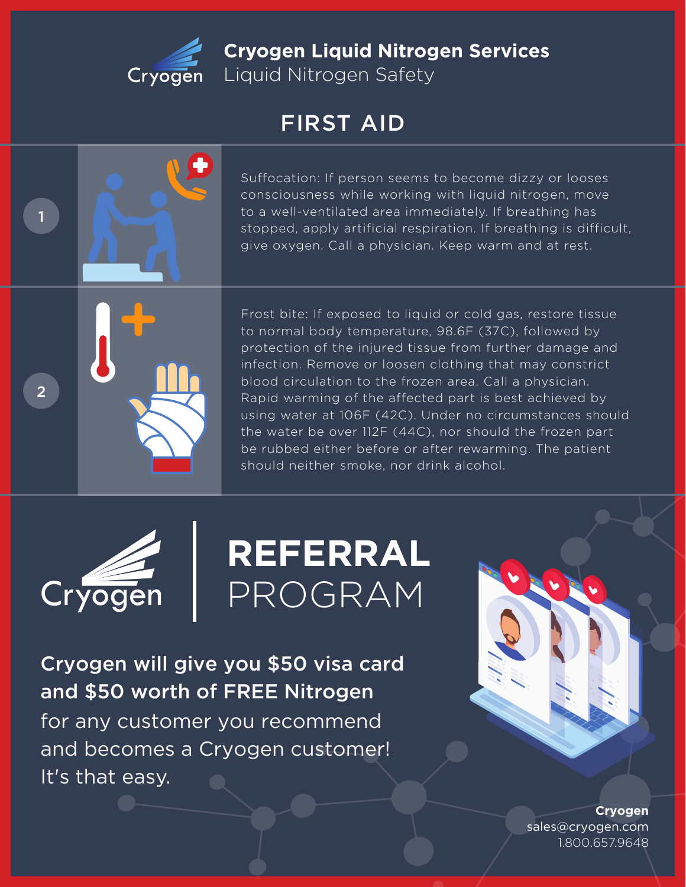**Cryogen Liquid Nitrogen Services**
Liquid Nitrogen Safety

## FIRST AID

1. Suffocation: If person seems to become dizzy or looses consciousness while working with liquid nitrogen, move to a well-ventilated area immediately. If breathing has stopped, apply artificial respiration. If breathing is difficult, give oxygen. Call a physician. Keep warm and at rest.

2. Frost bite: If exposed to liquid or cold gas, restore tissue to normal body temperature, 98.6F (37C), followed by protection of the injured tissue from further damage and infection. Remove or loosen clothing that may constrict blood circulation to the frozen area. Call a physician. Rapid warming of the affected part is best achieved by using water at 106F (42C). Under no circumstances should the water be over 112F (44C), nor should the frozen part be rubbed either before or after rewarming. The patient should neither smoke, nor drink alcohol.

# Cryogen | REFERRAL PROGRAM

**Cryogen will give you $50 visa card and $50 worth of FREE Nitrogen** for any customer you recommend and becomes a Cryogen customer! It's that easy.

**Cryogen**
sales@cryogen.com
1.800.657.9648